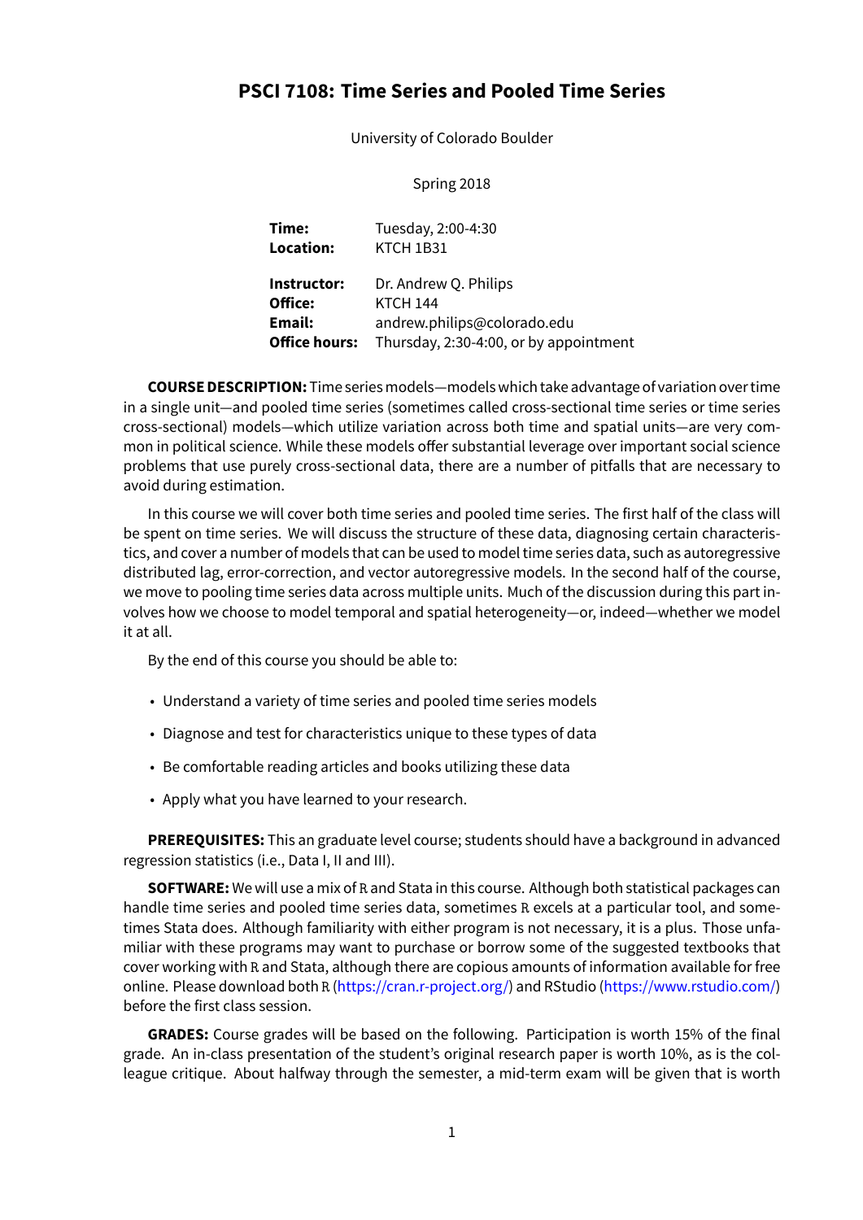# PSCI 7108: Time Series and Pooled Time Series

University of Colorado Boulder

Spring 2018

| | |
|---|---|
| **Time:** | Tuesday, 2:00-4:30 |
| **Location:** | KTCH 1B31 |
| **Instructor:** | Dr. Andrew Q. Philips |
| **Office:** | KTCH 144 |
| **Email:** | andrew.philips@colorado.edu |
| **Office hours:** | Thursday, 2:30-4:00, or by appointment |

**COURSE DESCRIPTION:** Time series models—models which take advantage of variation over time in a single unit—and pooled time series (sometimes called cross-sectional time series or time series cross-sectional) models—which utilize variation across both time and spatial units—are very common in political science. While these models offer substantial leverage over important social science problems that use purely cross-sectional data, there are a number of pitfalls that are necessary to avoid during estimation.

In this course we will cover both time series and pooled time series. The first half of the class will be spent on time series. We will discuss the structure of these data, diagnosing certain characteristics, and cover a number of models that can be used to model time series data, such as autoregressive distributed lag, error-correction, and vector autoregressive models. In the second half of the course, we move to pooling time series data across multiple units. Much of the discussion during this part involves how we choose to model temporal and spatial heterogeneity—or, indeed—whether we model it at all.

By the end of this course you should be able to:

- Understand a variety of time series and pooled time series models
- Diagnose and test for characteristics unique to these types of data
- Be comfortable reading articles and books utilizing these data
- Apply what you have learned to your research.

**PREREQUISITES:** This an graduate level course; students should have a background in advanced regression statistics (i.e., Data I, II and III).

**SOFTWARE:** We will use a mix of R and Stata in this course. Although both statistical packages can handle time series and pooled time series data, sometimes R excels at a particular tool, and sometimes Stata does. Although familiarity with either program is not necessary, it is a plus. Those unfamiliar with these programs may want to purchase or borrow some of the suggested textbooks that cover working with R and Stata, although there are copious amounts of information available for free online. Please download both R (https://cran.r-project.org/) and RStudio (https://www.rstudio.com/) before the first class session.

**GRADES:** Course grades will be based on the following. Participation is worth 15% of the final grade. An in-class presentation of the student's original research paper is worth 10%, as is the colleague critique. About halfway through the semester, a mid-term exam will be given that is worth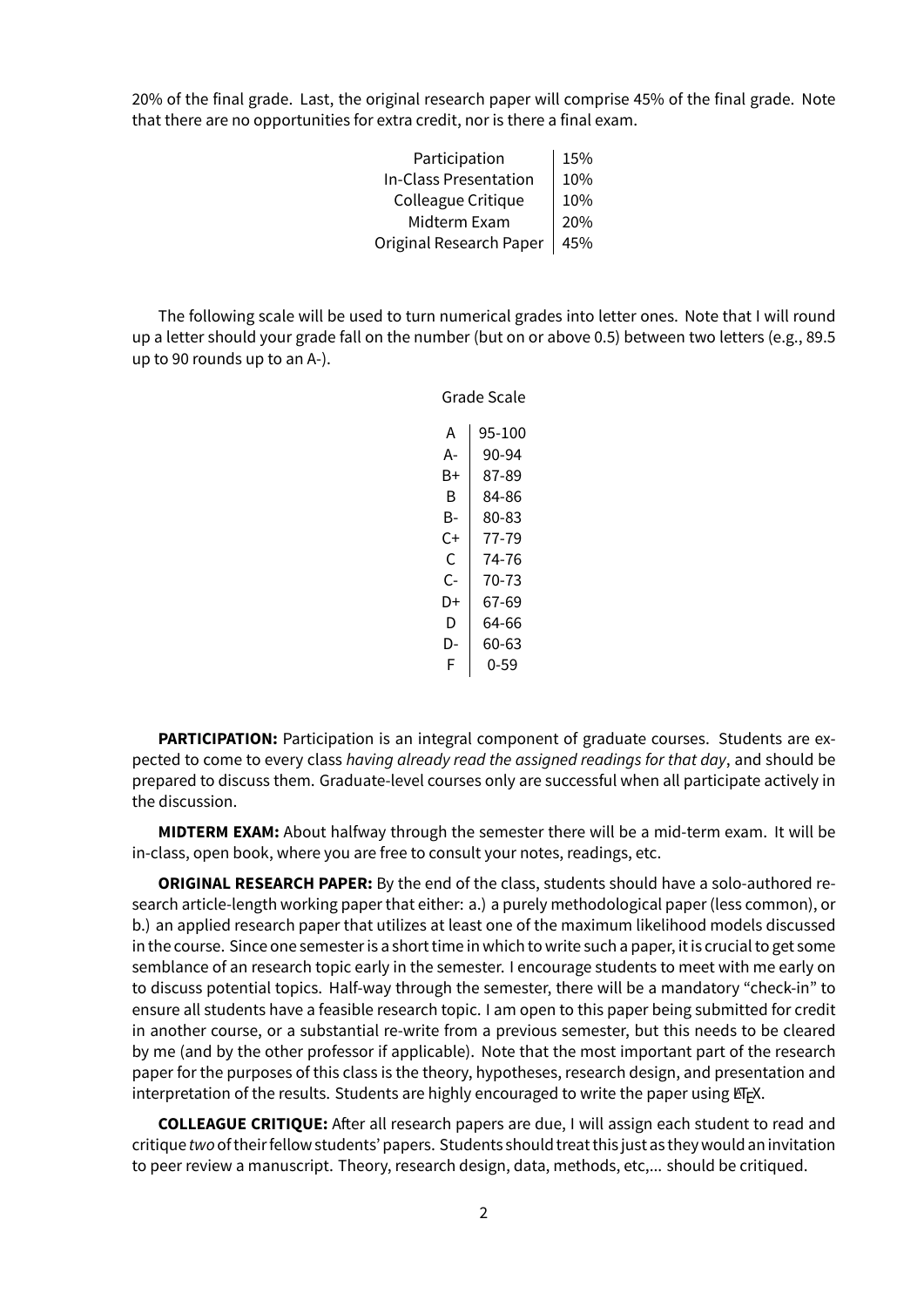20% of the final grade. Last, the original research paper will comprise 45% of the final grade. Note that there are no opportunities for extra credit, nor is there a final exam.

| | |
|---|---|
| Participation | 15% |
| In-Class Presentation | 10% |
| Colleague Critique | 10% |
| Midterm Exam | 20% |
| Original Research Paper | 45% |

The following scale will be used to turn numerical grades into letter ones. Note that I will round up a letter should your grade fall on the number (but on or above 0.5) between two letters (e.g., 89.5 up to 90 rounds up to an A-).

Grade Scale

| | |
|---|---|
| A | 95-100 |
| A- | 90-94 |
| B+ | 87-89 |
| B | 84-86 |
| B- | 80-83 |
| C+ | 77-79 |
| C | 74-76 |
| C- | 70-73 |
| D+ | 67-69 |
| D | 64-66 |
| D- | 60-63 |
| F | 0-59 |

**PARTICIPATION:** Participation is an integral component of graduate courses. Students are expected to come to every class *having already read the assigned readings for that day*, and should be prepared to discuss them. Graduate-level courses only are successful when all participate actively in the discussion.

**MIDTERM EXAM:** About halfway through the semester there will be a mid-term exam. It will be in-class, open book, where you are free to consult your notes, readings, etc.

**ORIGINAL RESEARCH PAPER:** By the end of the class, students should have a solo-authored research article-length working paper that either: a.) a purely methodological paper (less common), or b.) an applied research paper that utilizes at least one of the maximum likelihood models discussed in the course. Since one semester is a short time in which to write such a paper, it is crucial to get some semblance of an research topic early in the semester. I encourage students to meet with me early on to discuss potential topics. Half-way through the semester, there will be a mandatory "check-in" to ensure all students have a feasible research topic. I am open to this paper being submitted for credit in another course, or a substantial re-write from a previous semester, but this needs to be cleared by me (and by the other professor if applicable). Note that the most important part of the research paper for the purposes of this class is the theory, hypotheses, research design, and presentation and interpretation of the results. Students are highly encouraged to write the paper using LaTeX.

**COLLEAGUE CRITIQUE:** After all research papers are due, I will assign each student to read and critique *two* of their fellow students' papers. Students should treat this just as they would an invitation to peer review a manuscript. Theory, research design, data, methods, etc,... should be critiqued.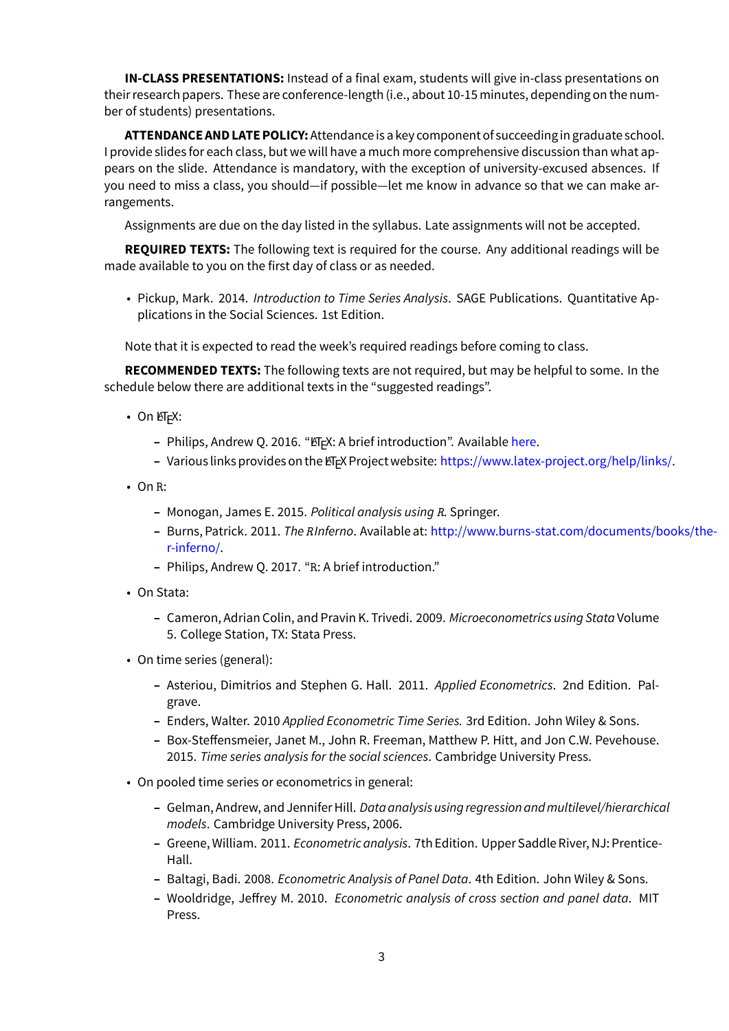**IN-CLASS PRESENTATIONS:** Instead of a final exam, students will give in-class presentations on their research papers. These are conference-length (i.e., about 10-15 minutes, depending on the number of students) presentations.

**ATTENDANCE AND LATE POLICY:** Attendance is a key component of succeeding in graduate school. I provide slides for each class, but we will have a much more comprehensive discussion than what appears on the slide. Attendance is mandatory, with the exception of university-excused absences. If you need to miss a class, you should—if possible—let me know in advance so that we can make arrangements.

Assignments are due on the day listed in the syllabus. Late assignments will not be accepted.

**REQUIRED TEXTS:** The following text is required for the course. Any additional readings will be made available to you on the first day of class or as needed.

- Pickup, Mark. 2014. *Introduction to Time Series Analysis*. SAGE Publications. Quantitative Applications in the Social Sciences. 1st Edition.

Note that it is expected to read the week's required readings before coming to class.

**RECOMMENDED TEXTS:** The following texts are not required, but may be helpful to some. In the schedule below there are additional texts in the "suggested readings".

- On LaTeX:
  - Philips, Andrew Q. 2016. "LaTeX: A brief introduction". Available here.
  - Various links provides on the LaTeX Project website: https://www.latex-project.org/help/links/.
- On R:
  - Monogan, James E. 2015. *Political analysis using R*. Springer.
  - Burns, Patrick. 2011. *The R Inferno*. Available at: http://www.burns-stat.com/documents/books/the-r-inferno/.
  - Philips, Andrew Q. 2017. "R: A brief introduction."
- On Stata:
  - Cameron, Adrian Colin, and Pravin K. Trivedi. 2009. *Microeconometrics using Stata* Volume 5. College Station, TX: Stata Press.
- On time series (general):
  - Asteriou, Dimitrios and Stephen G. Hall. 2011. *Applied Econometrics*. 2nd Edition. Palgrave.
  - Enders, Walter. 2010 *Applied Econometric Time Series.* 3rd Edition. John Wiley & Sons.
  - Box-Steffensmeier, Janet M., John R. Freeman, Matthew P. Hitt, and Jon C.W. Pevehouse. 2015. *Time series analysis for the social sciences*. Cambridge University Press.
- On pooled time series or econometrics in general:
  - Gelman, Andrew, and Jennifer Hill. *Data analysis using regression and multilevel/hierarchical models*. Cambridge University Press, 2006.
  - Greene, William. 2011. *Econometric analysis*. 7th Edition. Upper Saddle River, NJ: Prentice-Hall.
  - Baltagi, Badi. 2008. *Econometric Analysis of Panel Data*. 4th Edition. John Wiley & Sons.
  - Wooldridge, Jeffrey M. 2010. *Econometric analysis of cross section and panel data*. MIT Press.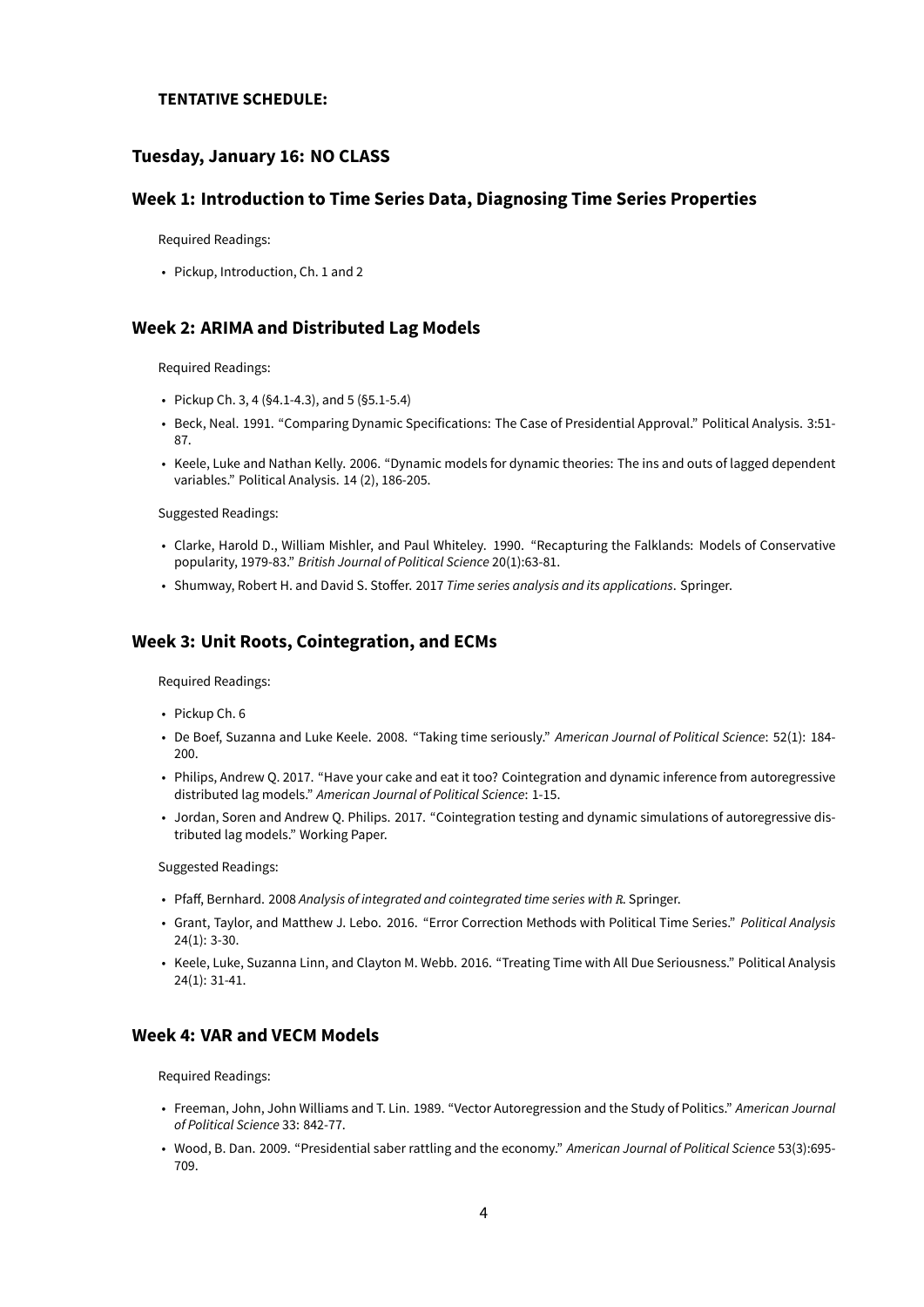**TENTATIVE SCHEDULE:**

## Tuesday, January 16: NO CLASS

## Week 1: Introduction to Time Series Data, Diagnosing Time Series Properties

Required Readings:

- Pickup, Introduction, Ch. 1 and 2

## Week 2: ARIMA and Distributed Lag Models

Required Readings:

- Pickup Ch. 3, 4 (§4.1-4.3), and 5 (§5.1-5.4)
- Beck, Neal. 1991. "Comparing Dynamic Specifications: The Case of Presidential Approval." Political Analysis. 3:51-87.
- Keele, Luke and Nathan Kelly. 2006. "Dynamic models for dynamic theories: The ins and outs of lagged dependent variables." Political Analysis. 14 (2), 186-205.

Suggested Readings:

- Clarke, Harold D., William Mishler, and Paul Whiteley. 1990. "Recapturing the Falklands: Models of Conservative popularity, 1979-83." *British Journal of Political Science* 20(1):63-81.
- Shumway, Robert H. and David S. Stoffer. 2017 *Time series analysis and its applications*. Springer.

## Week 3: Unit Roots, Cointegration, and ECMs

Required Readings:

- Pickup Ch. 6
- De Boef, Suzanna and Luke Keele. 2008. "Taking time seriously." *American Journal of Political Science*: 52(1): 184-200.
- Philips, Andrew Q. 2017. "Have your cake and eat it too? Cointegration and dynamic inference from autoregressive distributed lag models." *American Journal of Political Science*: 1-15.
- Jordan, Soren and Andrew Q. Philips. 2017. "Cointegration testing and dynamic simulations of autoregressive distributed lag models." Working Paper.

Suggested Readings:

- Pfaff, Bernhard. 2008 *Analysis of integrated and cointegrated time series with R.* Springer.
- Grant, Taylor, and Matthew J. Lebo. 2016. "Error Correction Methods with Political Time Series." *Political Analysis* 24(1): 3-30.
- Keele, Luke, Suzanna Linn, and Clayton M. Webb. 2016. "Treating Time with All Due Seriousness." Political Analysis 24(1): 31-41.

## Week 4: VAR and VECM Models

Required Readings:

- Freeman, John, John Williams and T. Lin. 1989. "Vector Autoregression and the Study of Politics." *American Journal of Political Science* 33: 842-77.
- Wood, B. Dan. 2009. "Presidential saber rattling and the economy." *American Journal of Political Science* 53(3):695-709.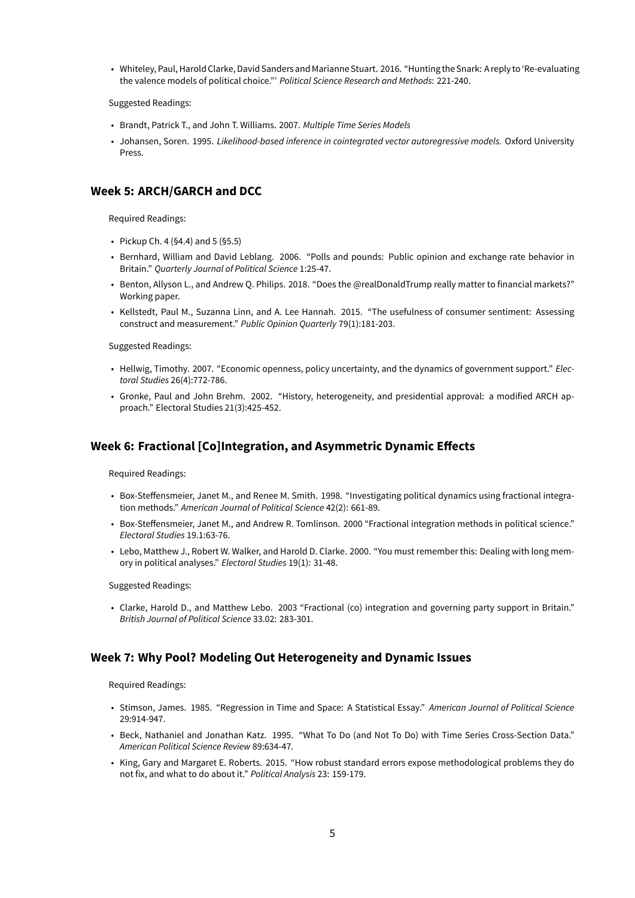- Whiteley, Paul, Harold Clarke, David Sanders and Marianne Stuart. 2016. "Hunting the Snark: A reply to 'Re-evaluating the valence models of political choice."' *Political Science Research and Methods*: 221-240.

Suggested Readings:

- Brandt, Patrick T., and John T. Williams. 2007. *Multiple Time Series Models*
- Johansen, Soren. 1995. *Likelihood-based inference in cointegrated vector autoregressive models.* Oxford University Press.

## Week 5: ARCH/GARCH and DCC

Required Readings:

- Pickup Ch. 4 (§4.4) and 5 (§5.5)
- Bernhard, William and David Leblang. 2006. "Polls and pounds: Public opinion and exchange rate behavior in Britain." *Quarterly Journal of Political Science* 1:25-47.
- Benton, Allyson L., and Andrew Q. Philips. 2018. "Does the @realDonaldTrump really matter to financial markets?" Working paper.
- Kellstedt, Paul M., Suzanna Linn, and A. Lee Hannah. 2015. "The usefulness of consumer sentiment: Assessing construct and measurement." *Public Opinion Quarterly* 79(1):181-203.

Suggested Readings:

- Hellwig, Timothy. 2007. "Economic openness, policy uncertainty, and the dynamics of government support." *Electoral Studies* 26(4):772-786.
- Gronke, Paul and John Brehm. 2002. "History, heterogeneity, and presidential approval: a modified ARCH approach." Electoral Studies 21(3):425-452.

## Week 6: Fractional [Co]Integration, and Asymmetric Dynamic Effects

Required Readings:

- Box-Steffensmeier, Janet M., and Renee M. Smith. 1998. "Investigating political dynamics using fractional integration methods." *American Journal of Political Science* 42(2): 661-89.
- Box-Steffensmeier, Janet M., and Andrew R. Tomlinson. 2000 "Fractional integration methods in political science." *Electoral Studies* 19.1:63-76.
- Lebo, Matthew J., Robert W. Walker, and Harold D. Clarke. 2000. "You must remember this: Dealing with long memory in political analyses." *Electoral Studies* 19(1): 31-48.

Suggested Readings:

- Clarke, Harold D., and Matthew Lebo. 2003 "Fractional (co) integration and governing party support in Britain." *British Journal of Political Science* 33.02: 283-301.

## Week 7: Why Pool? Modeling Out Heterogeneity and Dynamic Issues

Required Readings:

- Stimson, James. 1985. "Regression in Time and Space: A Statistical Essay." *American Journal of Political Science* 29:914-947.
- Beck, Nathaniel and Jonathan Katz. 1995. "What To Do (and Not To Do) with Time Series Cross-Section Data." *American Political Science Review* 89:634-47.
- King, Gary and Margaret E. Roberts. 2015. "How robust standard errors expose methodological problems they do not fix, and what to do about it." *Political Analysis* 23: 159-179.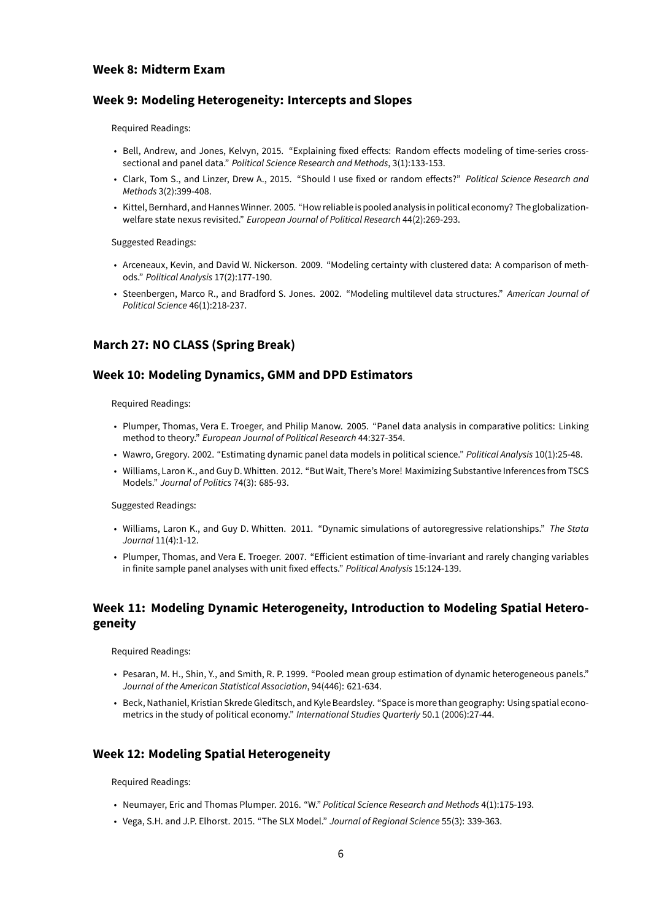## Week 8: Midterm Exam

## Week 9: Modeling Heterogeneity: Intercepts and Slopes

Required Readings:

- Bell, Andrew, and Jones, Kelvyn, 2015. "Explaining fixed effects: Random effects modeling of time-series cross-sectional and panel data." *Political Science Research and Methods*, 3(1):133-153.
- Clark, Tom S., and Linzer, Drew A., 2015. "Should I use fixed or random effects?" *Political Science Research and Methods* 3(2):399-408.
- Kittel, Bernhard, and Hannes Winner. 2005. "How reliable is pooled analysis in political economy? The globalization-welfare state nexus revisited." *European Journal of Political Research* 44(2):269-293.

Suggested Readings:

- Arceneaux, Kevin, and David W. Nickerson. 2009. "Modeling certainty with clustered data: A comparison of methods." *Political Analysis* 17(2):177-190.
- Steenbergen, Marco R., and Bradford S. Jones. 2002. "Modeling multilevel data structures." *American Journal of Political Science* 46(1):218-237.

## March 27: NO CLASS (Spring Break)

## Week 10: Modeling Dynamics, GMM and DPD Estimators

Required Readings:

- Plumper, Thomas, Vera E. Troeger, and Philip Manow. 2005. "Panel data analysis in comparative politics: Linking method to theory." *European Journal of Political Research* 44:327-354.
- Wawro, Gregory. 2002. "Estimating dynamic panel data models in political science." *Political Analysis* 10(1):25-48.
- Williams, Laron K., and Guy D. Whitten. 2012. "But Wait, There's More! Maximizing Substantive Inferences from TSCS Models." *Journal of Politics* 74(3): 685-93.

Suggested Readings:

- Williams, Laron K., and Guy D. Whitten. 2011. "Dynamic simulations of autoregressive relationships." *The Stata Journal* 11(4):1-12.
- Plumper, Thomas, and Vera E. Troeger. 2007. "Efficient estimation of time-invariant and rarely changing variables in finite sample panel analyses with unit fixed effects." *Political Analysis* 15:124-139.

## Week 11: Modeling Dynamic Heterogeneity, Introduction to Modeling Spatial Heterogeneity

Required Readings:

- Pesaran, M. H., Shin, Y., and Smith, R. P. 1999. "Pooled mean group estimation of dynamic heterogeneous panels." *Journal of the American Statistical Association*, 94(446): 621-634.
- Beck, Nathaniel, Kristian Skrede Gleditsch, and Kyle Beardsley. "Space is more than geography: Using spatial econometrics in the study of political economy." *International Studies Quarterly* 50.1 (2006):27-44.

## Week 12: Modeling Spatial Heterogeneity

Required Readings:

- Neumayer, Eric and Thomas Plumper. 2016. "W." *Political Science Research and Methods* 4(1):175-193.
- Vega, S.H. and J.P. Elhorst. 2015. "The SLX Model." *Journal of Regional Science* 55(3): 339-363.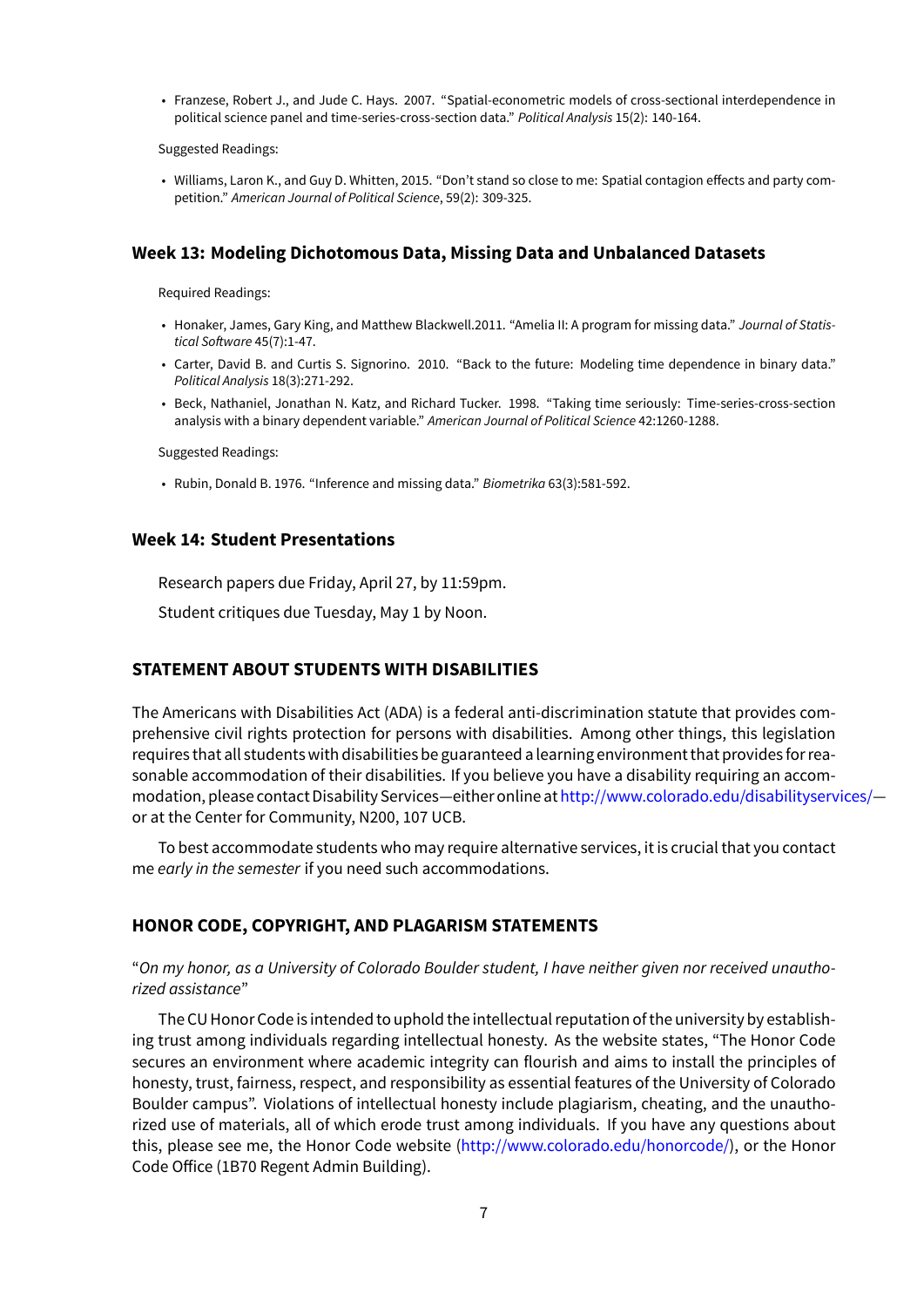- Franzese, Robert J., and Jude C. Hays. 2007. "Spatial-econometric models of cross-sectional interdependence in political science panel and time-series-cross-section data." *Political Analysis* 15(2): 140-164.

Suggested Readings:

- Williams, Laron K., and Guy D. Whitten, 2015. "Don't stand so close to me: Spatial contagion effects and party competition." *American Journal of Political Science*, 59(2): 309-325.

### Week 13: Modeling Dichotomous Data, Missing Data and Unbalanced Datasets

Required Readings:

- Honaker, James, Gary King, and Matthew Blackwell.2011. "Amelia II: A program for missing data." *Journal of Statistical Software* 45(7):1-47.
- Carter, David B. and Curtis S. Signorino. 2010. "Back to the future: Modeling time dependence in binary data." *Political Analysis* 18(3):271-292.
- Beck, Nathaniel, Jonathan N. Katz, and Richard Tucker. 1998. "Taking time seriously: Time-series-cross-section analysis with a binary dependent variable." *American Journal of Political Science* 42:1260-1288.

Suggested Readings:

- Rubin, Donald B. 1976. "Inference and missing data." *Biometrika* 63(3):581-592.

### Week 14: Student Presentations

Research papers due Friday, April 27, by 11:59pm.

Student critiques due Tuesday, May 1 by Noon.

## STATEMENT ABOUT STUDENTS WITH DISABILITIES

The Americans with Disabilities Act (ADA) is a federal anti-discrimination statute that provides comprehensive civil rights protection for persons with disabilities. Among other things, this legislation requires that all students with disabilities be guaranteed a learning environment that provides for reasonable accommodation of their disabilities. If you believe you have a disability requiring an accommodation, please contact Disability Services—either online at http://www.colorado.edu/disabilityservices/—or at the Center for Community, N200, 107 UCB.

To best accommodate students who may require alternative services, it is crucial that you contact me *early in the semester* if you need such accommodations.

## HONOR CODE, COPYRIGHT, AND PLAGARISM STATEMENTS

"*On my honor, as a University of Colorado Boulder student, I have neither given nor received unauthorized assistance*"

The CU Honor Code is intended to uphold the intellectual reputation of the university by establishing trust among individuals regarding intellectual honesty. As the website states, "The Honor Code secures an environment where academic integrity can flourish and aims to install the principles of honesty, trust, fairness, respect, and responsibility as essential features of the University of Colorado Boulder campus". Violations of intellectual honesty include plagiarism, cheating, and the unauthorized use of materials, all of which erode trust among individuals. If you have any questions about this, please see me, the Honor Code website (http://www.colorado.edu/honorcode/), or the Honor Code Office (1B70 Regent Admin Building).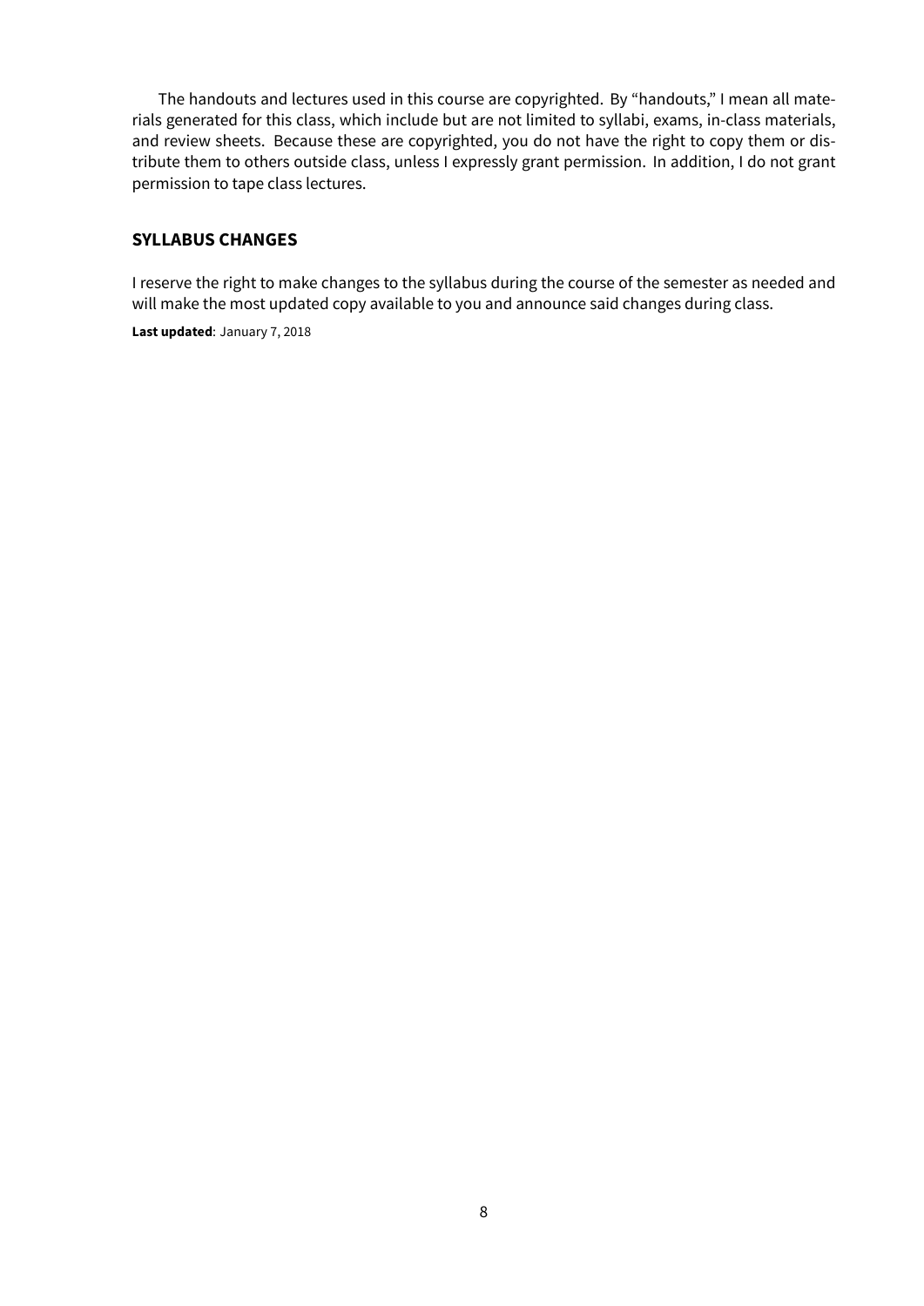The handouts and lectures used in this course are copyrighted. By "handouts," I mean all materials generated for this class, which include but are not limited to syllabi, exams, in-class materials, and review sheets. Because these are copyrighted, you do not have the right to copy them or distribute them to others outside class, unless I expressly grant permission. In addition, I do not grant permission to tape class lectures.

## SYLLABUS CHANGES

I reserve the right to make changes to the syllabus during the course of the semester as needed and will make the most updated copy available to you and announce said changes during class.

**Last updated**: January 7, 2018